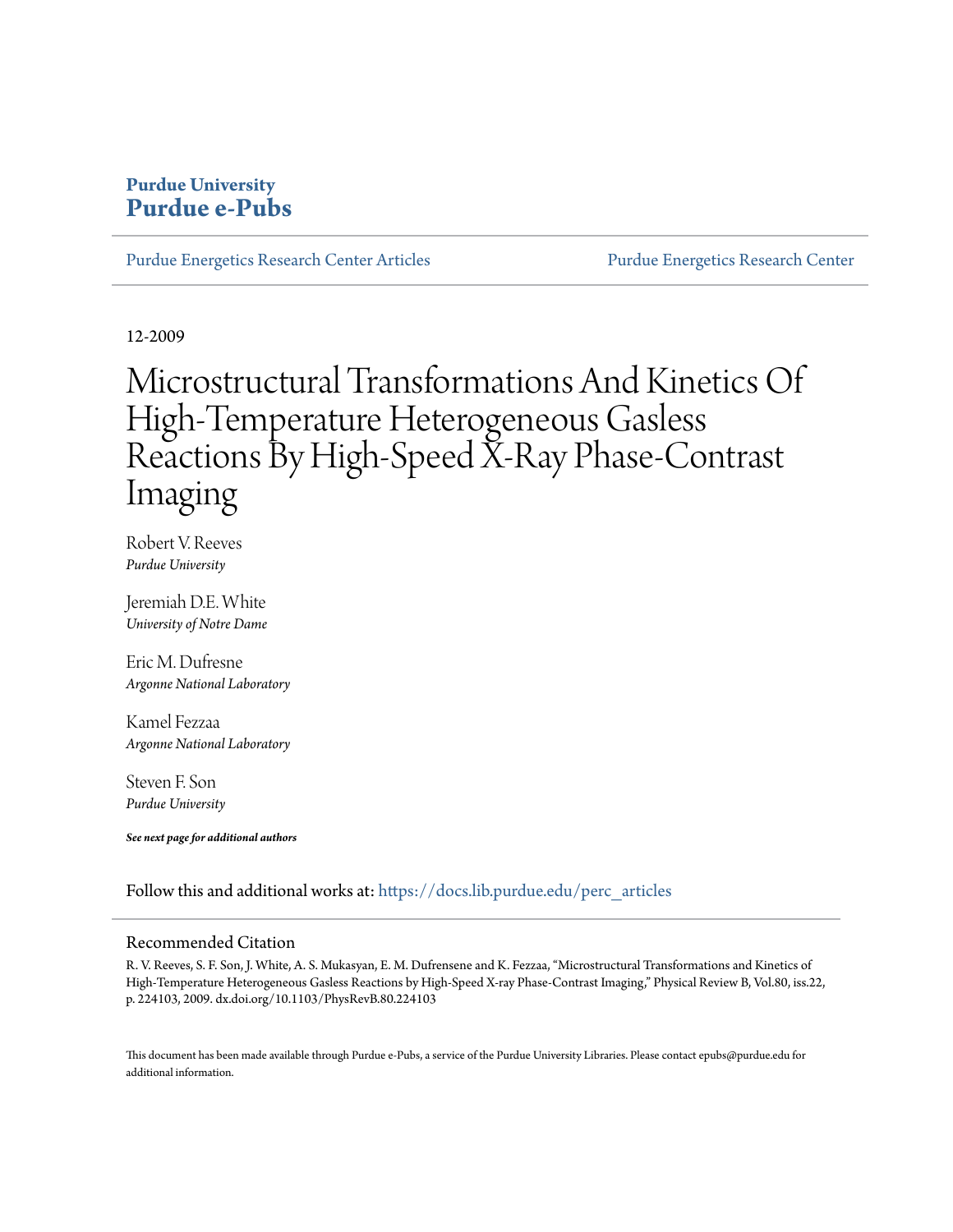**Purdue University**
**Purdue e-Pubs**

Purdue Energetics Research Center Articles | Purdue Energetics Research Center

12-2009

# Microstructural Transformations And Kinetics Of High-Temperature Heterogeneous Gasless Reactions By High-Speed X-Ray Phase-Contrast Imaging

Robert V. Reeves
*Purdue University*

Jeremiah D.E. White
*University of Notre Dame*

Eric M. Dufresne
*Argonne National Laboratory*

Kamel Fezzaa
*Argonne National Laboratory*

Steven F. Son
*Purdue University*

***See next page for additional authors***

Follow this and additional works at: https://docs.lib.purdue.edu/perc_articles

## Recommended Citation

R. V. Reeves, S. F. Son, J. White, A. S. Mukasyan, E. M. Dufrensene and K. Fezzaa, "Microstructural Transformations and Kinetics of High-Temperature Heterogeneous Gasless Reactions by High-Speed X-ray Phase-Contrast Imaging," Physical Review B, Vol.80, iss.22, p. 224103, 2009. dx.doi.org/10.1103/PhysRevB.80.224103

This document has been made available through Purdue e-Pubs, a service of the Purdue University Libraries. Please contact epubs@purdue.edu for additional information.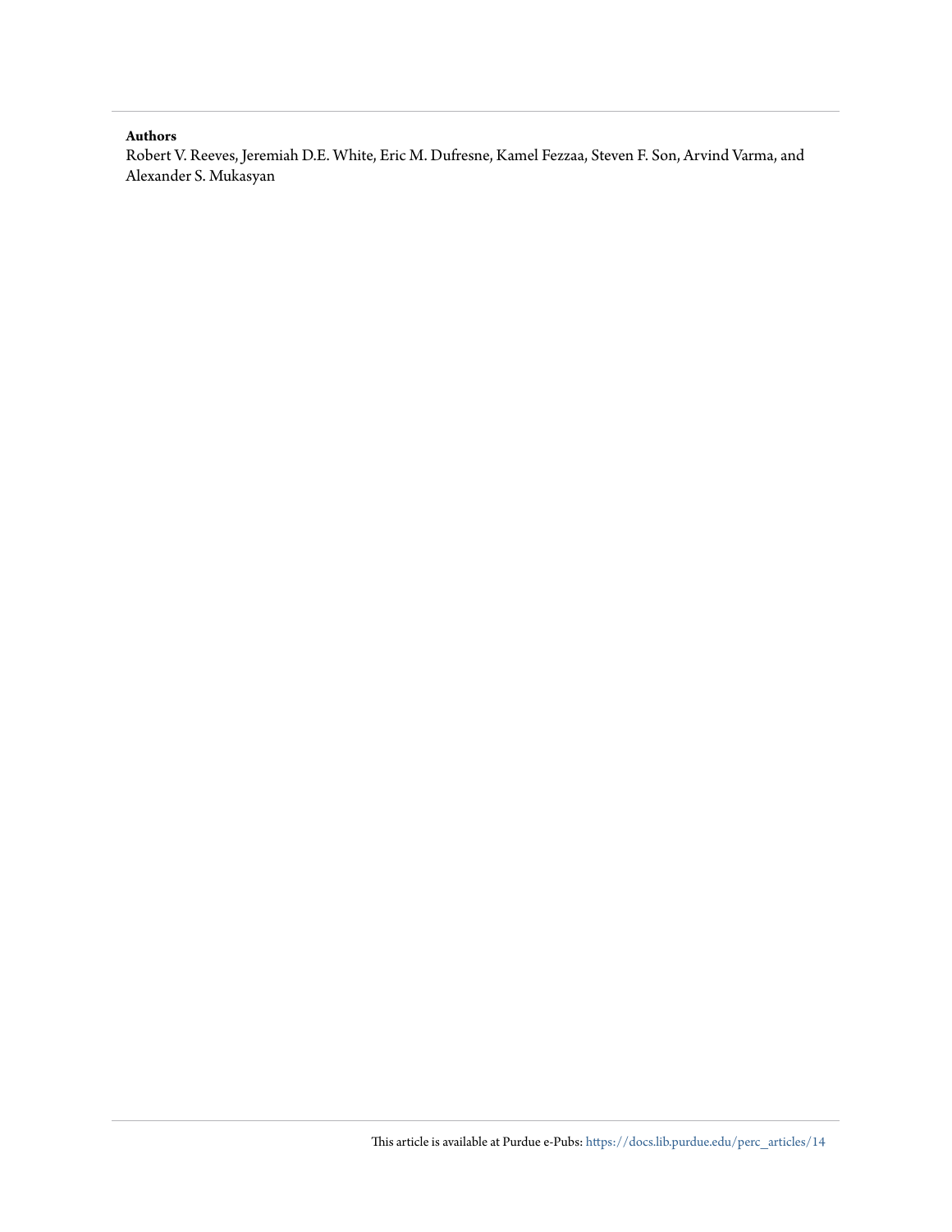**Authors**

Robert V. Reeves, Jeremiah D.E. White, Eric M. Dufresne, Kamel Fezzaa, Steven F. Son, Arvind Varma, and Alexander S. Mukasyan

This article is available at Purdue e-Pubs: https://docs.lib.purdue.edu/perc_articles/14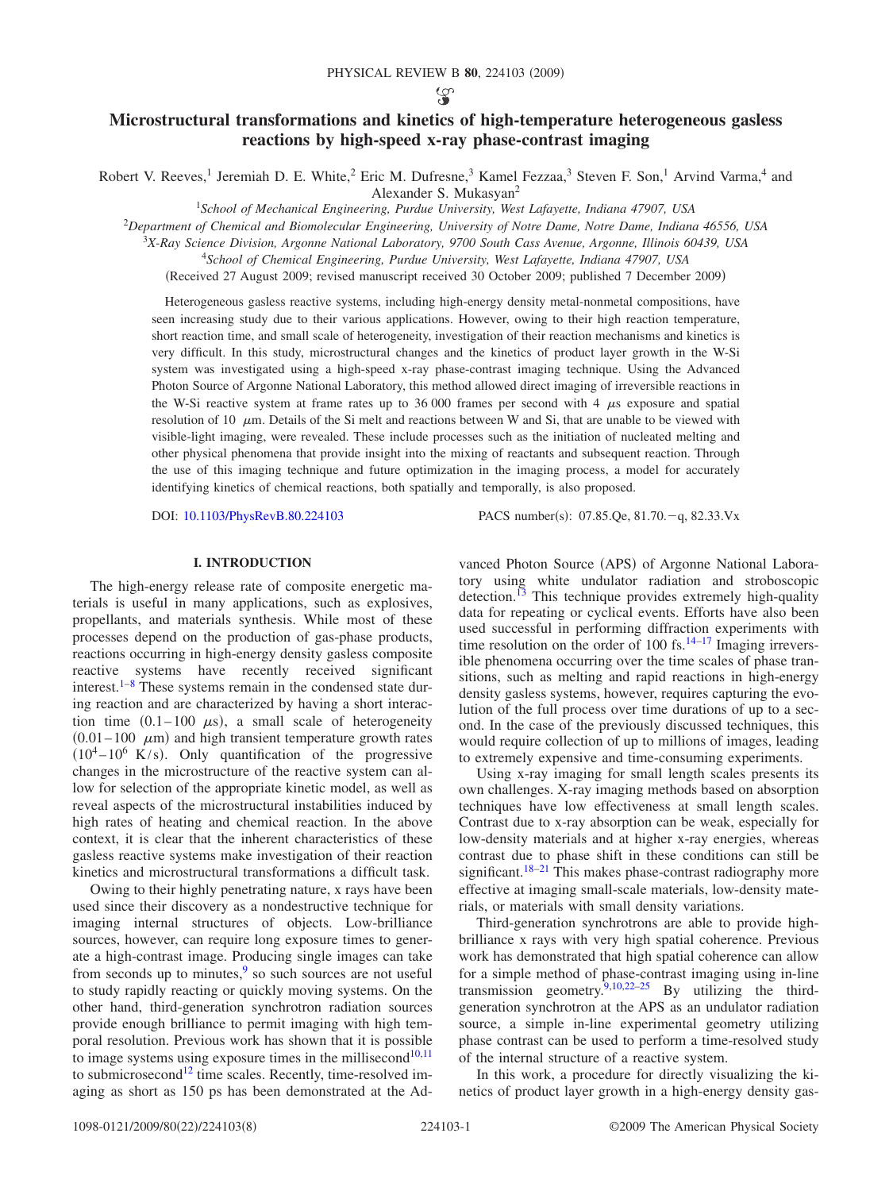# Microstructural transformations and kinetics of high-temperature heterogeneous gasless reactions by high-speed x-ray phase-contrast imaging

Robert V. Reeves,[1] Jeremiah D. E. White,[2] Eric M. Dufresne,[3] Kamel Fezzaa,[3] Steven F. Son,[1] Arvind Varma,[4] and Alexander S. Mukasyan[2]

[1]*School of Mechanical Engineering, Purdue University, West Lafayette, Indiana 47907, USA*

[2]*Department of Chemical and Biomolecular Engineering, University of Notre Dame, Notre Dame, Indiana 46556, USA*

[3]*X-Ray Science Division, Argonne National Laboratory, 9700 South Cass Avenue, Argonne, Illinois 60439, USA*

[4]*School of Chemical Engineering, Purdue University, West Lafayette, Indiana 47907, USA*

(Received 27 August 2009; revised manuscript received 30 October 2009; published 7 December 2009)

Heterogeneous gasless reactive systems, including high-energy density metal-nonmetal compositions, have seen increasing study due to their various applications. However, owing to their high reaction temperature, short reaction time, and small scale of heterogeneity, investigation of their reaction mechanisms and kinetics is very difficult. In this study, microstructural changes and the kinetics of product layer growth in the W-Si system was investigated using a high-speed x-ray phase-contrast imaging technique. Using the Advanced Photon Source of Argonne National Laboratory, this method allowed direct imaging of irreversible reactions in the W-Si reactive system at frame rates up to 36 000 frames per second with 4 $\mu$s exposure and spatial resolution of 10 $\mu$m. Details of the Si melt and reactions between W and Si, that are unable to be viewed with visible-light imaging, were revealed. These include processes such as the initiation of nucleated melting and other physical phenomena that provide insight into the mixing of reactants and subsequent reaction. Through the use of this imaging technique and future optimization in the imaging process, a model for accurately identifying kinetics of chemical reactions, both spatially and temporally, is also proposed.

DOI: 10.1103/PhysRevB.80.224103 PACS number(s): 07.85.Qe, 81.70.−q, 82.33.Vx

## I. INTRODUCTION

The high-energy release rate of composite energetic materials is useful in many applications, such as explosives, propellants, and materials synthesis. While most of these processes depend on the production of gas-phase products, reactions occurring in high-energy density gasless composite reactive systems have recently received significant interest.[1–8] These systems remain in the condensed state during reaction and are characterized by having a short interaction time (0.1–100 $\mu$s), a small scale of heterogeneity (0.01–100 $\mu$m) and high transient temperature growth rates ($10^4$–$10^6$ K/s). Only quantification of the progressive changes in the microstructure of the reactive system can allow for selection of the appropriate kinetic model, as well as reveal aspects of the microstructural instabilities induced by high rates of heating and chemical reaction. In the above context, it is clear that the inherent characteristics of these gasless reactive systems make investigation of their reaction kinetics and microstructural transformations a difficult task.

Owing to their highly penetrating nature, x rays have been used since their discovery as a nondestructive technique for imaging internal structures of objects. Low-brilliance sources, however, can require long exposure times to generate a high-contrast image. Producing single images can take from seconds up to minutes,[9] so such sources are not useful to study rapidly reacting or quickly moving systems. On the other hand, third-generation synchrotron radiation sources provide enough brilliance to permit imaging with high temporal resolution. Previous work has shown that it is possible to image systems using exposure times in the millisecond[10,11] to submicrosecond[12] time scales. Recently, time-resolved imaging as short as 150 ps has been demonstrated at the Advanced Photon Source (APS) of Argonne National Laboratory using white undulator radiation and stroboscopic detection.[13] This technique provides extremely high-quality data for repeating or cyclical events. Efforts have also been used successful in performing diffraction experiments with time resolution on the order of 100 fs.[14–17] Imaging irreversible phenomena occurring over the time scales of phase transitions, such as melting and rapid reactions in high-energy density gasless systems, however, requires capturing the evolution of the full process over time durations of up to a second. In the case of the previously discussed techniques, this would require collection of up to millions of images, leading to extremely expensive and time-consuming experiments.

Using x-ray imaging for small length scales presents its own challenges. X-ray imaging methods based on absorption techniques have low effectiveness at small length scales. Contrast due to x-ray absorption can be weak, especially for low-density materials and at higher x-ray energies, whereas contrast due to phase shift in these conditions can still be significant.[18–21] This makes phase-contrast radiography more effective at imaging small-scale materials, low-density materials, or materials with small density variations.

Third-generation synchrotrons are able to provide high-brilliance x rays with very high spatial coherence. Previous work has demonstrated that high spatial coherence can allow for a simple method of phase-contrast imaging using in-line transmission geometry.[9,10,22–25] By utilizing the third-generation synchrotron at the APS as an undulator radiation source, a simple in-line experimental geometry utilizing phase contrast can be used to perform a time-resolved study of the internal structure of a reactive system.

In this work, a procedure for directly visualizing the kinetics of product layer growth in a high-energy density gas-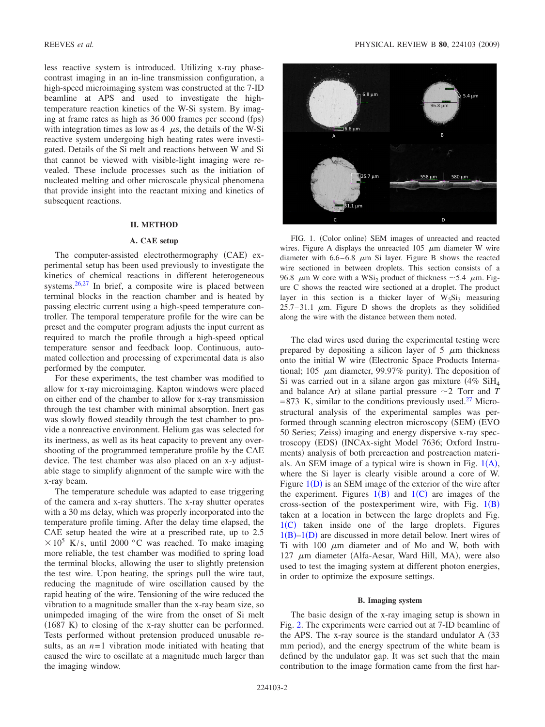less reactive system is introduced. Utilizing x-ray phase-contrast imaging in an in-line transmission configuration, a high-speed microimaging system was constructed at the 7-ID beamline at APS and used to investigate the high-temperature reaction kinetics of the W-Si system. By imaging at frame rates as high as 36 000 frames per second (fps) with integration times as low as 4 $\mu$s, the details of the W-Si reactive system undergoing high heating rates were investigated. Details of the Si melt and reactions between W and Si that cannot be viewed with visible-light imaging were revealed. These include processes such as the initiation of nucleated melting and other microscale physical phenomena that provide insight into the reactant mixing and kinetics of subsequent reactions.

## II. METHOD

### A. CAE setup

The computer-assisted electrothermography (CAE) experimental setup has been used previously to investigate the kinetics of chemical reactions in different heterogeneous systems.[26,27] In brief, a composite wire is placed between terminal blocks in the reaction chamber and is heated by passing electric current using a high-speed temperature controller. The temporal temperature profile for the wire can be preset and the computer program adjusts the input current as required to match the profile through a high-speed optical temperature sensor and feedback loop. Continuous, automated collection and processing of experimental data is also performed by the computer.

For these experiments, the test chamber was modified to allow for x-ray microimaging. Kapton windows were placed on either end of the chamber to allow for x-ray transmission through the test chamber with minimal absorption. Inert gas was slowly flowed steadily through the test chamber to provide a nonreactive environment. Helium gas was selected for its inertness, as well as its heat capacity to prevent any overshooting of the programmed temperature profile by the CAE device. The test chamber was also placed on an x-y adjustable stage to simplify alignment of the sample wire with the x-ray beam.

The temperature schedule was adapted to ease triggering of the camera and x-ray shutters. The x-ray shutter operates with a 30 ms delay, which was properly incorporated into the temperature profile timing. After the delay time elapsed, the CAE setup heated the wire at a prescribed rate, up to 2.5 $\times 10^5$ K/s, until 2000 °C was reached. To make imaging more reliable, the test chamber was modified to spring load the terminal blocks, allowing the user to slightly pretension the test wire. Upon heating, the springs pull the wire taut, reducing the magnitude of wire oscillation caused by the rapid heating of the wire. Tensioning of the wire reduced the vibration to a magnitude smaller than the x-ray beam size, so unimpeded imaging of the wire from the onset of Si melt (1687 K) to closing of the x-ray shutter can be performed. Tests performed without pretension produced unusable results, as an $n=1$ vibration mode initiated with heating that caused the wire to oscillate at a magnitude much larger than the imaging window.

6.8 µm
6.6 µm
A
5.4 µm
96.8 µm
B
25.7 µm
31.1 µm
C
558 µm
580 µm
D

FIG. 1. (Color online) SEM images of unreacted and reacted wires. Figure A displays the unreacted 105 $\mu$m diameter W wire diameter with 6.6–6.8 $\mu$m Si layer. Figure B shows the reacted wire sectioned in between droplets. This section consists of a 96.8 $\mu$m W core with a $WSi_2$ product of thickness ~5.4 $\mu$m. Figure C shows the reacted wire sectioned at a droplet. The product layer in this section is a thicker layer of $W_5Si_3$ measuring 25.7–31.1 $\mu$m. Figure D shows the droplets as they solidified along the wire with the distance between them noted.

The clad wires used during the experimental testing were prepared by depositing a silicon layer of 5 $\mu$m thickness onto the initial W wire (Electronic Space Products International; 105 $\mu$m diameter, 99.97% purity). The deposition of Si was carried out in a silane argon gas mixture (4% $SiH_4$ and balance Ar) at silane partial pressure ~2 Torr and $T$ $=873$ K, similar to the conditions previously used.[27] Microstructural analysis of the experimental samples was performed through scanning electron microscopy (SEM) (EVO 50 Series; Zeiss) imaging and energy dispersive x-ray spectroscopy (EDS) (INCAx-sight Model 7636; Oxford Instruments) analysis of both prereaction and postreaction materials. An SEM image of a typical wire is shown in Fig. 1(A), where the Si layer is clearly visible around a core of W. Figure 1(D) is an SEM image of the exterior of the wire after the experiment. Figures 1(B) and 1(C) are images of the cross-section of the postexperiment wire, with Fig. 1(B) taken at a location in between the large droplets and Fig. 1(C) taken inside one of the large droplets. Figures 1(B)–1(D) are discussed in more detail below. Inert wires of Ti with 100 $\mu$m diameter and of Mo and W, both with 127 $\mu$m diameter (Alfa-Aesar, Ward Hill, MA), were also used to test the imaging system at different photon energies, in order to optimize the exposure settings.

### B. Imaging system

The basic design of the x-ray imaging setup is shown in Fig. 2. The experiments were carried out at 7-ID beamline of the APS. The x-ray source is the standard undulator A (33 mm period), and the energy spectrum of the white beam is defined by the undulator gap. It was set such that the main contribution to the image formation came from the first har-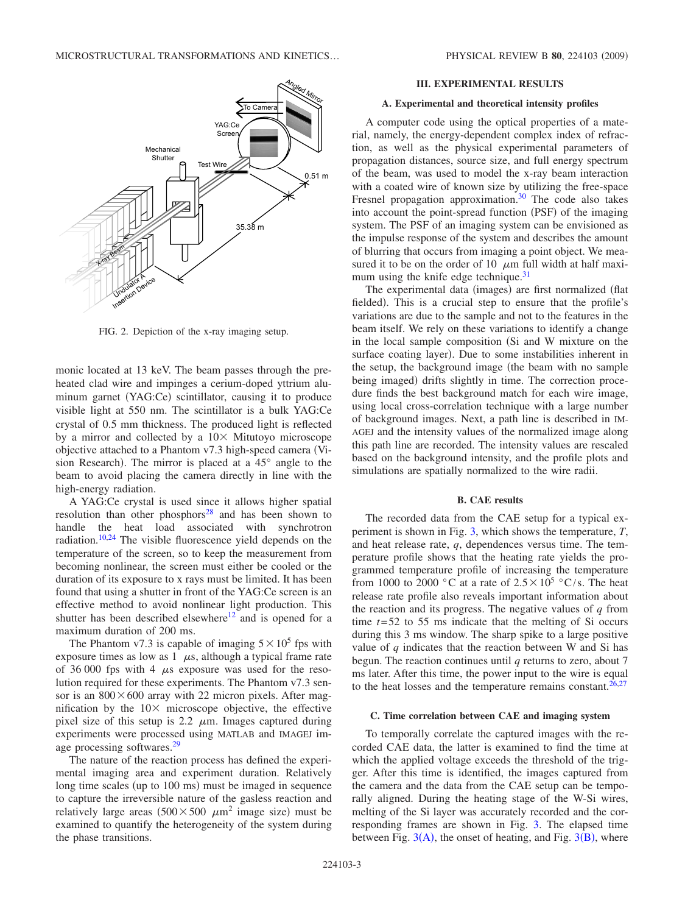FIG. 2. Depiction of the x-ray imaging setup.

monic located at 13 keV. The beam passes through the preheated clad wire and impinges a cerium-doped yttrium aluminum garnet (YAG:Ce) scintillator, causing it to produce visible light at 550 nm. The scintillator is a bulk YAG:Ce crystal of 0.5 mm thickness. The produced light is reflected by a mirror and collected by a 10× Mitutoyo microscope objective attached to a Phantom v7.3 high-speed camera (Vision Research). The mirror is placed at a 45° angle to the beam to avoid placing the camera directly in line with the high-energy radiation.

A YAG:Ce crystal is used since it allows higher spatial resolution than other phosphors[28] and has been shown to handle the heat load associated with synchrotron radiation.[10,24] The visible fluorescence yield depends on the temperature of the screen, so to keep the measurement from becoming nonlinear, the screen must either be cooled or the duration of its exposure to x rays must be limited. It has been found that using a shutter in front of the YAG:Ce screen is an effective method to avoid nonlinear light production. This shutter has been described elsewhere[12] and is opened for a maximum duration of 200 ms.

The Phantom v7.3 is capable of imaging $5\times10^5$ fps with exposure times as low as 1 $\mu$s, although a typical frame rate of 36 000 fps with 4 $\mu$s exposure was used for the resolution required for these experiments. The Phantom v7.3 sensor is an $800\times600$ array with 22 micron pixels. After magnification by the 10× microscope objective, the effective pixel size of this setup is 2.2 $\mu$m. Images captured during experiments were processed using MATLAB and IMAGEJ image processing softwares.[29]

The nature of the reaction process has defined the experimental imaging area and experiment duration. Relatively long time scales (up to 100 ms) must be imaged in sequence to capture the irreversible nature of the gasless reaction and relatively large areas ($500\times500$ $\mu$m$^2$ image size) must be examined to quantify the heterogeneity of the system during the phase transitions.

## III. EXPERIMENTAL RESULTS

### A. Experimental and theoretical intensity profiles

A computer code using the optical properties of a material, namely, the energy-dependent complex index of refraction, as well as the physical experimental parameters of propagation distances, source size, and full energy spectrum of the beam, was used to model the x-ray beam interaction with a coated wire of known size by utilizing the free-space Fresnel propagation approximation.[30] The code also takes into account the point-spread function (PSF) of the imaging system. The PSF of an imaging system can be envisioned as the impulse response of the system and describes the amount of blurring that occurs from imaging a point object. We measured it to be on the order of 10 $\mu$m full width at half maximum using the knife edge technique.[31]

The experimental data (images) are first normalized (flat fielded). This is a crucial step to ensure that the profile's variations are due to the sample and not to the features in the beam itself. We rely on these variations to identify a change in the local sample composition (Si and W mixture on the surface coating layer). Due to some instabilities inherent in the setup, the background image (the beam with no sample being imaged) drifts slightly in time. The correction procedure finds the best background match for each wire image, using local cross-correlation technique with a large number of background images. Next, a path line is described in IMAGEJ and the intensity values of the normalized image along this path line are recorded. The intensity values are rescaled based on the background intensity, and the profile plots and simulations are spatially normalized to the wire radii.

### B. CAE results

The recorded data from the CAE setup for a typical experiment is shown in Fig. 3, which shows the temperature, $T$, and heat release rate, $q$, dependences versus time. The temperature profile shows that the heating rate yields the programmed temperature profile of increasing the temperature from 1000 °C to 2000 °C at a rate of $2.5\times10^5$ °C/s. The heat release rate profile also reveals important information about the reaction and its progress. The negative values of $q$ from time $t=52$ to 55 ms indicate that the melting of Si occurs during this 3 ms window. The sharp spike to a large positive value of $q$ indicates that the reaction between W and Si has begun. The reaction continues until $q$ returns to zero, about 7 ms later. After this time, the power input to the wire is equal to the heat losses and the temperature remains constant.[26,27]

### C. Time correlation between CAE and imaging system

To temporally correlate the captured images with the recorded CAE data, the latter is examined to find the time at which the applied voltage exceeds the threshold of the trigger. After this time is identified, the images captured from the camera and the data from the CAE setup can be temporally aligned. During the heating stage of the W-Si wires, melting of the Si layer was accurately recorded and the corresponding frames are shown in Fig. 3. The elapsed time between Fig. 3(A), the onset of heating, and Fig. 3(B), where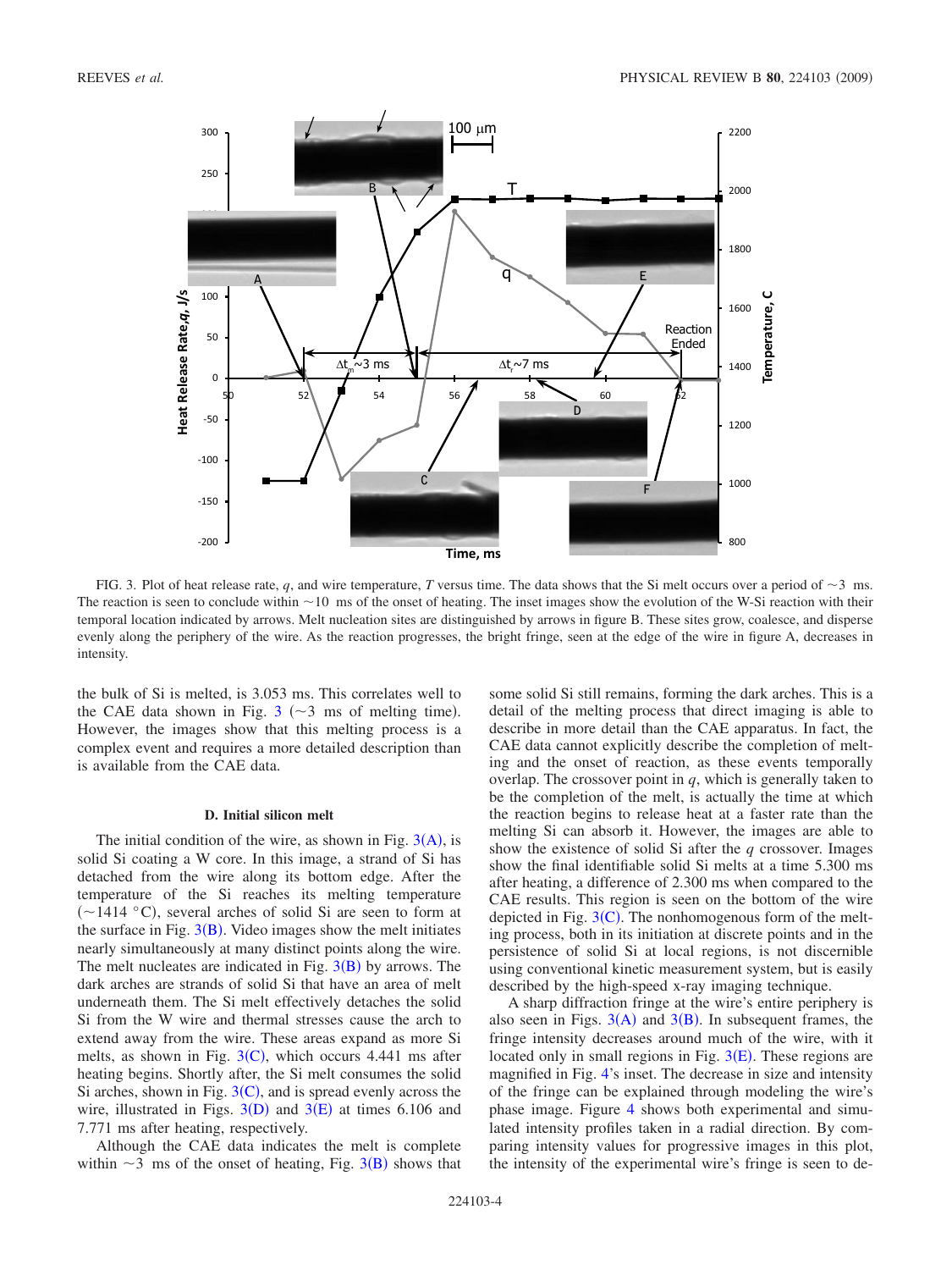FIG. 3. Plot of heat release rate, $q$, and wire temperature, $T$ versus time. The data shows that the Si melt occurs over a period of $\sim$3 ms. The reaction is seen to conclude within $\sim$10 ms of the onset of heating. The inset images show the evolution of the W-Si reaction with their temporal location indicated by arrows. Melt nucleation sites are distinguished by arrows in figure B. These sites grow, coalesce, and disperse evenly along the periphery of the wire. As the reaction progresses, the bright fringe, seen at the edge of the wire in figure A, decreases in intensity.

the bulk of Si is melted, is 3.053 ms. This correlates well to the CAE data shown in Fig. 3 ($\sim$3 ms of melting time). However, the images show that this melting process is a complex event and requires a more detailed description than is available from the CAE data.

### D. Initial silicon melt

The initial condition of the wire, as shown in Fig. 3(A), is solid Si coating a W core. In this image, a strand of Si has detached from the wire along its bottom edge. After the temperature of the Si reaches its melting temperature ($\sim$1414 °C), several arches of solid Si are seen to form at the surface in Fig. 3(B). Video images show the melt initiates nearly simultaneously at many distinct points along the wire. The melt nucleates are indicated in Fig. 3(B) by arrows. The dark arches are strands of solid Si that have an area of melt underneath them. The Si melt effectively detaches the solid Si from the W wire and thermal stresses cause the arch to extend away from the wire. These areas expand as more Si melts, as shown in Fig. 3(C), which occurs 4.441 ms after heating begins. Shortly after, the Si melt consumes the solid Si arches, shown in Fig. 3(C), and is spread evenly across the wire, illustrated in Figs. 3(D) and 3(E) at times 6.106 and 7.771 ms after heating, respectively.

Although the CAE data indicates the melt is complete within $\sim$3 ms of the onset of heating, Fig. 3(B) shows that some solid Si still remains, forming the dark arches. This is a detail of the melting process that direct imaging is able to describe in more detail than the CAE apparatus. In fact, the CAE data cannot explicitly describe the completion of melting and the onset of reaction, as these events temporally overlap. The crossover point in $q$, which is generally taken to be the completion of the melt, is actually the time at which the reaction begins to release heat at a faster rate than the melting Si can absorb it. However, the images are able to show the existence of solid Si after the $q$ crossover. Images show the final identifiable solid Si melts at a time 5.300 ms after heating, a difference of 2.300 ms when compared to the CAE results. This region is seen on the bottom of the wire depicted in Fig. 3(C). The nonhomogenous form of the melting process, both in its initiation at discrete points and in the persistence of solid Si at local regions, is not discernible using conventional kinetic measurement system, but is easily described by the high-speed x-ray imaging technique.

A sharp diffraction fringe at the wire's entire periphery is also seen in Figs. 3(A) and 3(B). In subsequent frames, the fringe intensity decreases around much of the wire, with it located only in small regions in Fig. 3(E). These regions are magnified in Fig. 4's inset. The decrease in size and intensity of the fringe can be explained through modeling the wire's phase image. Figure 4 shows both experimental and simulated intensity profiles taken in a radial direction. By comparing intensity values for progressive images in this plot, the intensity of the experimental wire's fringe is seen to de-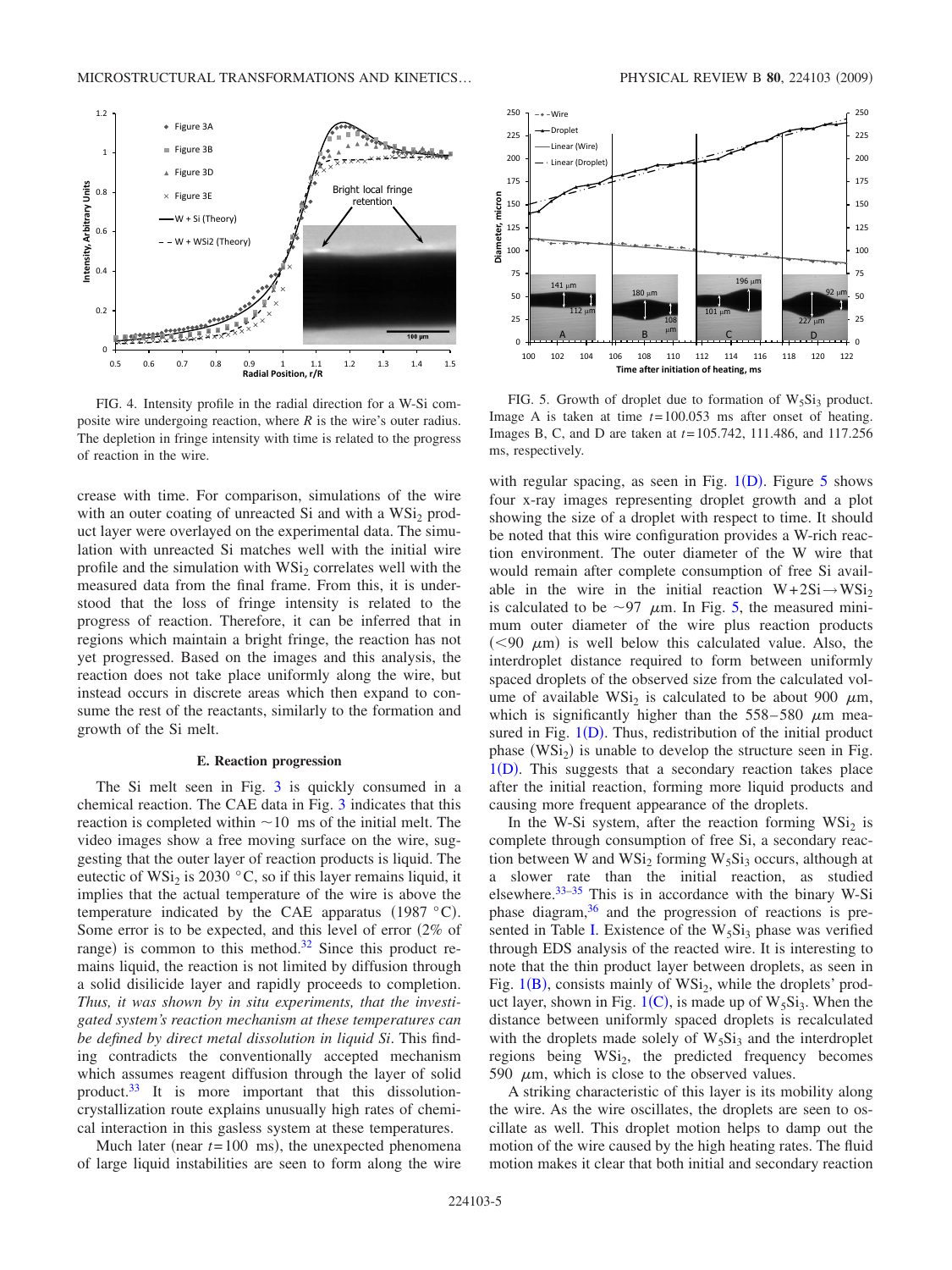FIG. 4. Intensity profile in the radial direction for a W-Si composite wire undergoing reaction, where $R$ is the wire's outer radius. The depletion in fringe intensity with time is related to the progress of reaction in the wire.

FIG. 5. Growth of droplet due to formation of $W_5Si_3$ product. Image A is taken at time $t=100.053$ ms after onset of heating. Images B, C, and D are taken at $t=105.742$, 111.486, and 117.256 ms, respectively.

crease with time. For comparison, simulations of the wire with an outer coating of unreacted Si and with a $WSi_2$ product layer were overlayed on the experimental data. The simulation with unreacted Si matches well with the initial wire profile and the simulation with $WSi_2$ correlates well with the measured data from the final frame. From this, it is understood that the loss of fringe intensity is related to the progress of reaction. Therefore, it can be inferred that in regions which maintain a bright fringe, the reaction has not yet progressed. Based on the images and this analysis, the reaction does not take place uniformly along the wire, but instead occurs in discrete areas which then expand to consume the rest of the reactants, similarly to the formation and growth of the Si melt.

### E. Reaction progression

The Si melt seen in Fig. 3 is quickly consumed in a chemical reaction. The CAE data in Fig. 3 indicates that this reaction is completed within ~10 ms of the initial melt. The video images show a free moving surface on the wire, suggesting that the outer layer of reaction products is liquid. The eutectic of $WSi_2$ is 2030 °C, so if this layer remains liquid, it implies that the actual temperature of the wire is above the temperature indicated by the CAE apparatus (1987 °C). Some error is to be expected, and this level of error (2% of range) is common to this method.[32] Since this product remains liquid, the reaction is not limited by diffusion through a solid disilicide layer and rapidly proceeds to completion. *Thus, it was shown by in situ experiments, that the investigated system's reaction mechanism at these temperatures can be defined by direct metal dissolution in liquid Si*. This finding contradicts the conventionally accepted mechanism which assumes reagent diffusion through the layer of solid product.[33] It is more important that this dissolution-crystallization route explains unusually high rates of chemical interaction in this gasless system at these temperatures.

Much later (near $t=100$ ms), the unexpected phenomena of large liquid instabilities are seen to form along the wire with regular spacing, as seen in Fig. 1(D). Figure 5 shows four x-ray images representing droplet growth and a plot showing the size of a droplet with respect to time. It should be noted that this wire configuration provides a W-rich reaction environment. The outer diameter of the W wire that would remain after complete consumption of free Si available in the wire in the initial reaction $W+2Si \rightarrow WSi_2$ is calculated to be ~97 $\mu$m. In Fig. 5, the measured minimum outer diameter of the wire plus reaction products (<90 $\mu$m) is well below this calculated value. Also, the interdroplet distance required to form between uniformly spaced droplets of the observed size from the calculated volume of available $WSi_2$ is calculated to be about 900 $\mu$m, which is significantly higher than the 558–580 $\mu$m measured in Fig. 1(D). Thus, redistribution of the initial product phase ($WSi_2$) is unable to develop the structure seen in Fig. 1(D). This suggests that a secondary reaction takes place after the initial reaction, forming more liquid products and causing more frequent appearance of the droplets.

In the W-Si system, after the reaction forming $WSi_2$ is complete through consumption of free Si, a secondary reaction between W and $WSi_2$ forming $W_5Si_3$ occurs, although at a slower rate than the initial reaction, as studied elsewhere.[33–35] This is in accordance with the binary W-Si phase diagram,[36] and the progression of reactions is presented in Table I. Existence of the $W_5Si_3$ phase was verified through EDS analysis of the reacted wire. It is interesting to note that the thin product layer between droplets, as seen in Fig. 1(B), consists mainly of $WSi_2$, while the droplets' product layer, shown in Fig. 1(C), is made up of $W_5Si_3$. When the distance between uniformly spaced droplets is recalculated with the droplets made solely of $W_5Si_3$ and the interdroplet regions being $WSi_2$, the predicted frequency becomes 590 $\mu$m, which is close to the observed values.

A striking characteristic of this layer is its mobility along the wire. As the wire oscillates, the droplets are seen to oscillate as well. This droplet motion helps to damp out the motion of the wire caused by the high heating rates. The fluid motion makes it clear that both initial and secondary reaction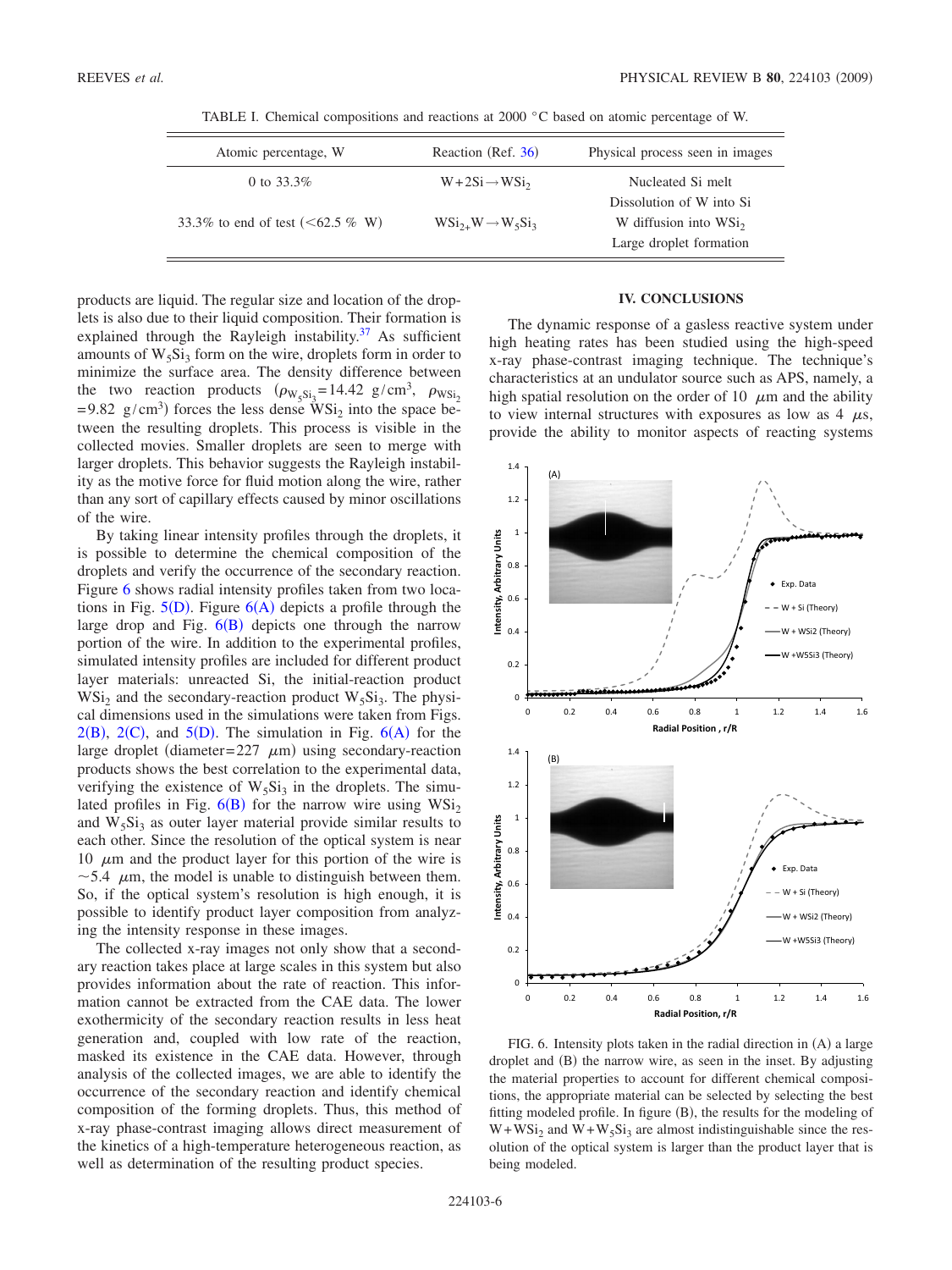TABLE I. Chemical compositions and reactions at 2000 °C based on atomic percentage of W.

| Atomic percentage, W | Reaction (Ref. 36) | Physical process seen in images |
|---|---|---|
| 0 to 33.3% | $W+2Si \rightarrow WSi_2$ | Nucleated Si melt |
| | | Dissolution of W into Si |
| 33.3% to end of test (<62.5 % W) | $WSi_2 + W \rightarrow W_5Si_3$ | W diffusion into $WSi_2$ |
| | | Large droplet formation |

products are liquid. The regular size and location of the droplets is also due to their liquid composition. Their formation is explained through the Rayleigh instability.[37] As sufficient amounts of $W_5Si_3$ form on the wire, droplets form in order to minimize the surface area. The density difference between the two reaction products ($\rho_{W_5Si_3}=14.42\ g/cm^3$, $\rho_{WSi_2}=9.82\ g/cm^3$) forces the less dense $WSi_2$ into the space between the resulting droplets. This process is visible in the collected movies. Smaller droplets are seen to merge with larger droplets. This behavior suggests the Rayleigh instability as the motive force for fluid motion along the wire, rather than any sort of capillary effects caused by minor oscillations of the wire.

By taking linear intensity profiles through the droplets, it is possible to determine the chemical composition of the droplets and verify the occurrence of the secondary reaction. Figure 6 shows radial intensity profiles taken from two locations in Fig. 5(D). Figure 6(A) depicts a profile through the large drop and Fig. 6(B) depicts one through the narrow portion of the wire. In addition to the experimental profiles, simulated intensity profiles are included for different product layer materials: unreacted Si, the initial-reaction product $WSi_2$ and the secondary-reaction product $W_5Si_3$. The physical dimensions used in the simulations were taken from Figs. 2(B), 2(C), and 5(D). The simulation in Fig. 6(A) for the large droplet (diameter=227 $\mu$m) using secondary-reaction products shows the best correlation to the experimental data, verifying the existence of $W_5Si_3$ in the droplets. The simulated profiles in Fig. 6(B) for the narrow wire using $WSi_2$ and $W_5Si_3$ as outer layer material provide similar results to each other. Since the resolution of the optical system is near 10 $\mu$m and the product layer for this portion of the wire is ~5.4 $\mu$m, the model is unable to distinguish between them. So, if the optical system's resolution is high enough, it is possible to identify product layer composition from analyzing the intensity response in these images.

The collected x-ray images not only show that a secondary reaction takes place at large scales in this system but also provides information about the rate of reaction. This information cannot be extracted from the CAE data. The lower exothermicity of the secondary reaction results in less heat generation and, coupled with low rate of the reaction, masked its existence in the CAE data. However, through analysis of the collected images, we are able to identify the occurrence of the secondary reaction and identify chemical composition of the forming droplets. Thus, this method of x-ray phase-contrast imaging allows direct measurement of the kinetics of a high-temperature heterogeneous reaction, as well as determination of the resulting product species.

## IV. CONCLUSIONS

The dynamic response of a gasless reactive system under high heating rates has been studied using the high-speed x-ray phase-contrast imaging technique. The technique's characteristics at an undulator source such as APS, namely, a high spatial resolution on the order of 10 $\mu$m and the ability to view internal structures with exposures as low as 4 $\mu$s, provide the ability to monitor aspects of reacting systems

FIG. 6. Intensity plots taken in the radial direction in (A) a large droplet and (B) the narrow wire, as seen in the inset. By adjusting the material properties to account for different chemical compositions, the appropriate material can be selected by selecting the best fitting modeled profile. In figure (B), the results for the modeling of $W+WSi_2$ and $W+W_5Si_3$ are almost indistinguishable since the resolution of the optical system is larger than the product layer that is being modeled.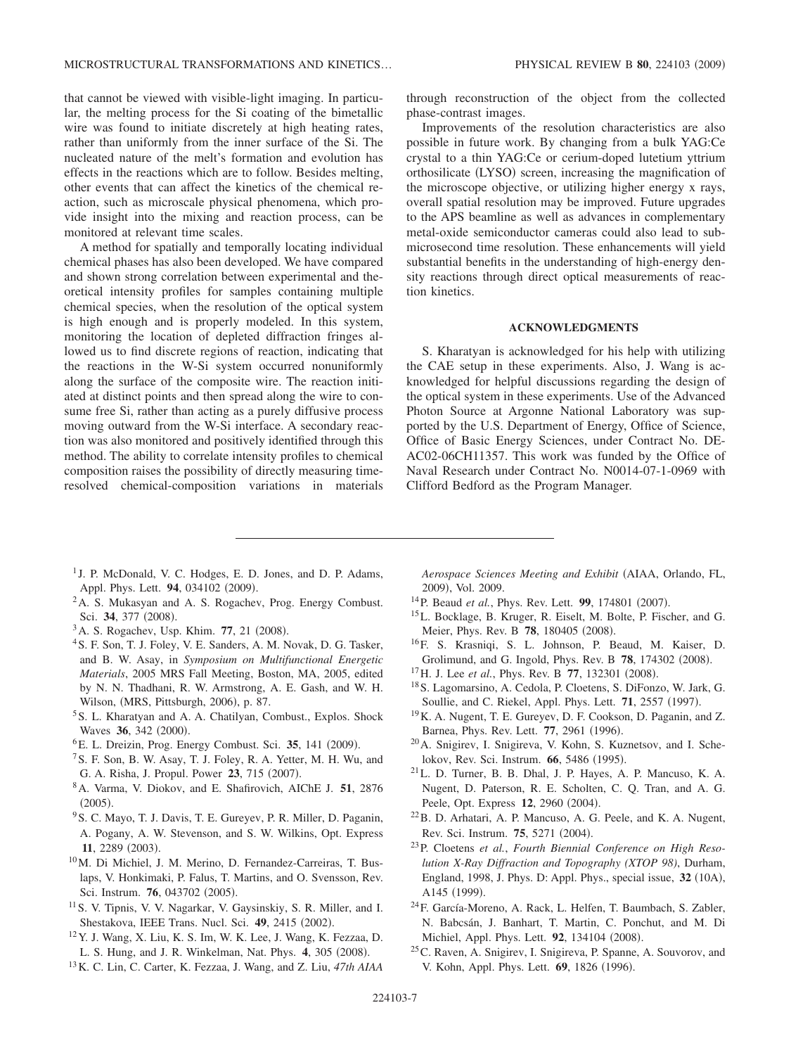that cannot be viewed with visible-light imaging. In particular, the melting process for the Si coating of the bimetallic wire was found to initiate discretely at high heating rates, rather than uniformly from the inner surface of the Si. The nucleated nature of the melt's formation and evolution has effects in the reactions which are to follow. Besides melting, other events that can affect the kinetics of the chemical reaction, such as microscale physical phenomena, which provide insight into the mixing and reaction process, can be monitored at relevant time scales.

A method for spatially and temporally locating individual chemical phases has also been developed. We have compared and shown strong correlation between experimental and theoretical intensity profiles for samples containing multiple chemical species, when the resolution of the optical system is high enough and is properly modeled. In this system, monitoring the location of depleted diffraction fringes allowed us to find discrete regions of reaction, indicating that the reactions in the W-Si system occurred nonuniformly along the surface of the composite wire. The reaction initiated at distinct points and then spread along the wire to consume free Si, rather than acting as a purely diffusive process moving outward from the W-Si interface. A secondary reaction was also monitored and positively identified through this method. The ability to correlate intensity profiles to chemical composition raises the possibility of directly measuring time-resolved chemical-composition variations in materials through reconstruction of the object from the collected phase-contrast images.

Improvements of the resolution characteristics are also possible in future work. By changing from a bulk YAG:Ce crystal to a thin YAG:Ce or cerium-doped lutetium yttrium orthosilicate (LYSO) screen, increasing the magnification of the microscope objective, or utilizing higher energy x rays, overall spatial resolution may be improved. Future upgrades to the APS beamline as well as advances in complementary metal-oxide semiconductor cameras could also lead to sub-microsecond time resolution. These enhancements will yield substantial benefits in the understanding of high-energy density reactions through direct optical measurements of reaction kinetics.

## ACKNOWLEDGMENTS

S. Kharatyan is acknowledged for his help with utilizing the CAE setup in these experiments. Also, J. Wang is acknowledged for helpful discussions regarding the design of the optical system in these experiments. Use of the Advanced Photon Source at Argonne National Laboratory was supported by the U.S. Department of Energy, Office of Science, Office of Basic Energy Sciences, under Contract No. DE-AC02-06CH11357. This work was funded by the Office of Naval Research under Contract No. N0014-07-1-0969 with Clifford Bedford as the Program Manager.

---

[1] J. P. McDonald, V. C. Hodges, E. D. Jones, and D. P. Adams, Appl. Phys. Lett. **94**, 034102 (2009).

[2] A. S. Mukasyan and A. S. Rogachev, Prog. Energy Combust. Sci. **34**, 377 (2008).

[3] A. S. Rogachev, Usp. Khim. **77**, 21 (2008).

[4] S. F. Son, T. J. Foley, V. E. Sanders, A. M. Novak, D. G. Tasker, and B. W. Asay, in *Symposium on Multifunctional Energetic Materials*, 2005 MRS Fall Meeting, Boston, MA, 2005, edited by N. N. Thadhani, R. W. Armstrong, A. E. Gash, and W. H. Wilson, (MRS, Pittsburgh, 2006), p. 87.

[5] S. L. Kharatyan and A. A. Chatilyan, Combust., Explos. Shock Waves **36**, 342 (2000).

[6] E. L. Dreizin, Prog. Energy Combust. Sci. **35**, 141 (2009).

[7] S. F. Son, B. W. Asay, T. J. Foley, R. A. Yetter, M. H. Wu, and G. A. Risha, J. Propul. Power **23**, 715 (2007).

[8] A. Varma, V. Diokov, and E. Shafirovich, AIChE J. **51**, 2876 (2005).

[9] S. C. Mayo, T. J. Davis, T. E. Gureyev, P. R. Miller, D. Paganin, A. Pogany, A. W. Stevenson, and S. W. Wilkins, Opt. Express **11**, 2289 (2003).

[10] M. Di Michiel, J. M. Merino, D. Fernandez-Carreiras, T. Buslaps, V. Honkimaki, P. Falus, T. Martins, and O. Svensson, Rev. Sci. Instrum. **76**, 043702 (2005).

[11] S. V. Tipnis, V. V. Nagarkar, V. Gaysinskiy, S. R. Miller, and I. Shestakova, IEEE Trans. Nucl. Sci. **49**, 2415 (2002).

[12] Y. J. Wang, X. Liu, K. S. Im, W. K. Lee, J. Wang, K. Fezzaa, D. L. S. Hung, and J. R. Winkelman, Nat. Phys. **4**, 305 (2008).

[13] K. C. Lin, C. Carter, K. Fezzaa, J. Wang, and Z. Liu, *47th AIAA Aerospace Sciences Meeting and Exhibit* (AIAA, Orlando, FL, 2009), Vol. 2009.

[14] P. Beaud *et al.*, Phys. Rev. Lett. **99**, 174801 (2007).

[15] L. Bocklage, B. Kruger, R. Eiselt, M. Bolte, P. Fischer, and G. Meier, Phys. Rev. B **78**, 180405 (2008).

[16] F. S. Krasniqi, S. L. Johnson, P. Beaud, M. Kaiser, D. Grolimund, and G. Ingold, Phys. Rev. B **78**, 174302 (2008).

[17] H. J. Lee *et al.*, Phys. Rev. B **77**, 132301 (2008).

[18] S. Lagomarsino, A. Cedola, P. Cloetens, S. DiFonzo, W. Jark, G. Soullie, and C. Riekel, Appl. Phys. Lett. **71**, 2557 (1997).

[19] K. A. Nugent, T. E. Gureyev, D. F. Cookson, D. Paganin, and Z. Barnea, Phys. Rev. Lett. **77**, 2961 (1996).

[20] A. Snigirev, I. Snigireva, V. Kohn, S. Kuznetsov, and I. Schelokov, Rev. Sci. Instrum. **66**, 5486 (1995).

[21] L. D. Turner, B. B. Dhal, J. P. Hayes, A. P. Mancuso, K. A. Nugent, D. Paterson, R. E. Scholten, C. Q. Tran, and A. G. Peele, Opt. Express **12**, 2960 (2004).

[22] B. D. Arhatari, A. P. Mancuso, A. G. Peele, and K. A. Nugent, Rev. Sci. Instrum. **75**, 5271 (2004).

[23] P. Cloetens *et al.*, *Fourth Biennial Conference on High Resolution X-Ray Diffraction and Topography (XTOP 98)*, Durham, England, 1998, J. Phys. D: Appl. Phys., special issue, **32** (10A), A145 (1999).

[24] F. García-Moreno, A. Rack, L. Helfen, T. Baumbach, S. Zabler, N. Babcsán, J. Banhart, T. Martin, C. Ponchut, and M. Di Michiel, Appl. Phys. Lett. **92**, 134104 (2008).

[25] C. Raven, A. Snigirev, I. Snigireva, P. Spanne, A. Souvorov, and V. Kohn, Appl. Phys. Lett. **69**, 1826 (1996).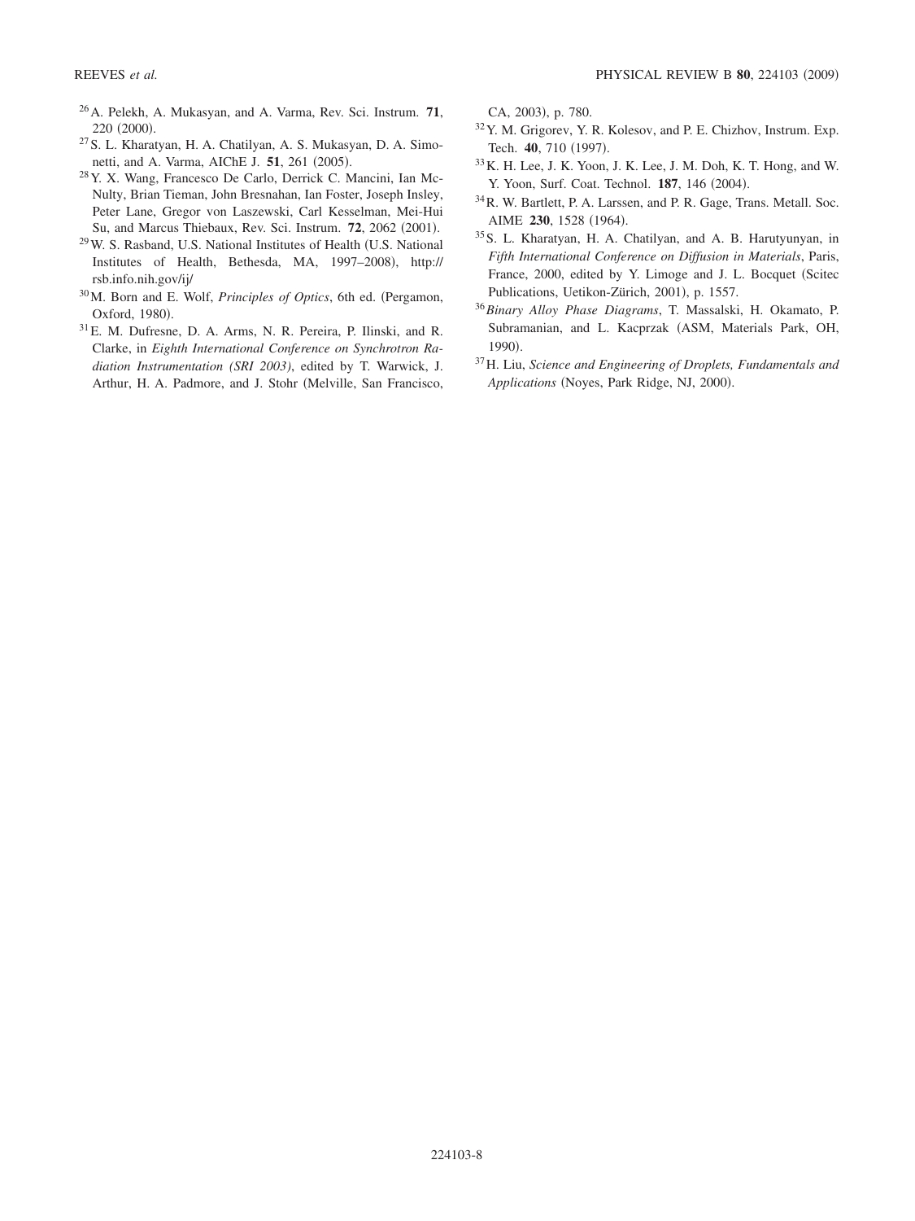[26] A. Pelekh, A. Mukasyan, and A. Varma, Rev. Sci. Instrum. **71**, 220 (2000).

[27] S. L. Kharatyan, H. A. Chatilyan, A. S. Mukasyan, D. A. Simonetti, and A. Varma, AIChE J. **51**, 261 (2005).

[28] Y. X. Wang, Francesco De Carlo, Derrick C. Mancini, Ian McNulty, Brian Tieman, John Bresnahan, Ian Foster, Joseph Insley, Peter Lane, Gregor von Laszewski, Carl Kesselman, Mei-Hui Su, and Marcus Thiebaux, Rev. Sci. Instrum. **72**, 2062 (2001).

[29] W. S. Rasband, U.S. National Institutes of Health (U.S. National Institutes of Health, Bethesda, MA, 1997–2008), http://rsb.info.nih.gov/ij/

[30] M. Born and E. Wolf, *Principles of Optics*, 6th ed. (Pergamon, Oxford, 1980).

[31] E. M. Dufresne, D. A. Arms, N. R. Pereira, P. Ilinski, and R. Clarke, in *Eighth International Conference on Synchrotron Radiation Instrumentation (SRI 2003)*, edited by T. Warwick, J. Arthur, H. A. Padmore, and J. Stohr (Melville, San Francisco, CA, 2003), p. 780.

[32] Y. M. Grigorev, Y. R. Kolesov, and P. E. Chizhov, Instrum. Exp. Tech. **40**, 710 (1997).

[33] K. H. Lee, J. K. Yoon, J. K. Lee, J. M. Doh, K. T. Hong, and W. Y. Yoon, Surf. Coat. Technol. **187**, 146 (2004).

[34] R. W. Bartlett, P. A. Larssen, and P. R. Gage, Trans. Metall. Soc. AIME **230**, 1528 (1964).

[35] S. L. Kharatyan, H. A. Chatilyan, and A. B. Harutyunyan, in *Fifth International Conference on Diffusion in Materials*, Paris, France, 2000, edited by Y. Limoge and J. L. Bocquet (Scitec Publications, Uetikon-Zürich, 2001), p. 1557.

[36] *Binary Alloy Phase Diagrams*, T. Massalski, H. Okamato, P. Subramanian, and L. Kacprzak (ASM, Materials Park, OH, 1990).

[37] H. Liu, *Science and Engineering of Droplets, Fundamentals and Applications* (Noyes, Park Ridge, NJ, 2000).